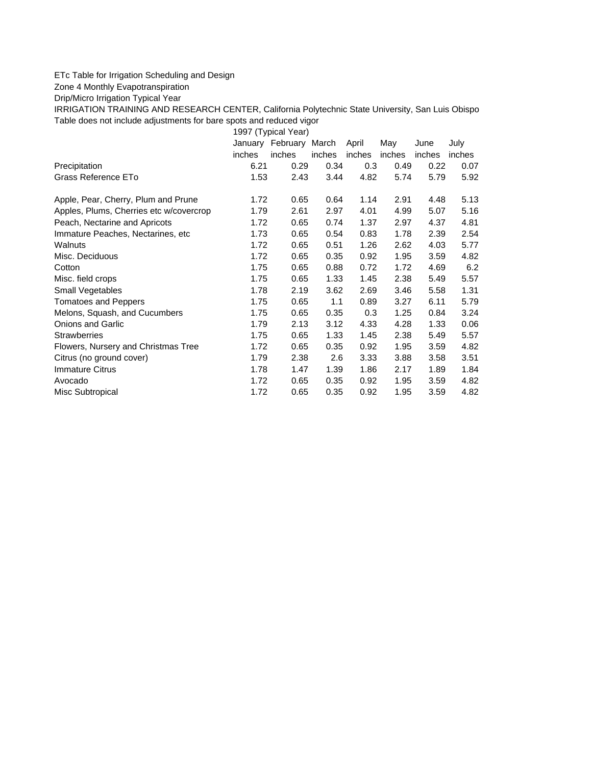ETc Table for Irrigation Scheduling and Design

Zone 4 Monthly Evapotranspiration

Drip/Micro Irrigation Typical Year

IRRIGATION TRAINING AND RESEARCH CENTER, California Polytechnic State University, San Luis Obispo

Table does not include adjustments for bare spots and reduced vigor

| | 1997 (Typical Year) | | | | | | |
|---|---|---|---|---|---|---|---|
| | January | February | March | April | May | June | July |
| | inches | inches | inches | inches | inches | inches | inches |
| Precipitation | 6.21 | 0.29 | 0.34 | 0.3 | 0.49 | 0.22 | 0.07 |
| Grass Reference ETo | 1.53 | 2.43 | 3.44 | 4.82 | 5.74 | 5.79 | 5.92 |
| | | | | | | | |
| Apple, Pear, Cherry, Plum and Prune | 1.72 | 0.65 | 0.64 | 1.14 | 2.91 | 4.48 | 5.13 |
| Apples, Plums, Cherries etc w/covercrop | 1.79 | 2.61 | 2.97 | 4.01 | 4.99 | 5.07 | 5.16 |
| Peach, Nectarine and Apricots | 1.72 | 0.65 | 0.74 | 1.37 | 2.97 | 4.37 | 4.81 |
| Immature Peaches, Nectarines, etc | 1.73 | 0.65 | 0.54 | 0.83 | 1.78 | 2.39 | 2.54 |
| Walnuts | 1.72 | 0.65 | 0.51 | 1.26 | 2.62 | 4.03 | 5.77 |
| Misc. Deciduous | 1.72 | 0.65 | 0.35 | 0.92 | 1.95 | 3.59 | 4.82 |
| Cotton | 1.75 | 0.65 | 0.88 | 0.72 | 1.72 | 4.69 | 6.2 |
| Misc. field crops | 1.75 | 0.65 | 1.33 | 1.45 | 2.38 | 5.49 | 5.57 |
| Small Vegetables | 1.78 | 2.19 | 3.62 | 2.69 | 3.46 | 5.58 | 1.31 |
| Tomatoes and Peppers | 1.75 | 0.65 | 1.1 | 0.89 | 3.27 | 6.11 | 5.79 |
| Melons, Squash, and Cucumbers | 1.75 | 0.65 | 0.35 | 0.3 | 1.25 | 0.84 | 3.24 |
| Onions and Garlic | 1.79 | 2.13 | 3.12 | 4.33 | 4.28 | 1.33 | 0.06 |
| Strawberries | 1.75 | 0.65 | 1.33 | 1.45 | 2.38 | 5.49 | 5.57 |
| Flowers, Nursery and Christmas Tree | 1.72 | 0.65 | 0.35 | 0.92 | 1.95 | 3.59 | 4.82 |
| Citrus (no ground cover) | 1.79 | 2.38 | 2.6 | 3.33 | 3.88 | 3.58 | 3.51 |
| Immature Citrus | 1.78 | 1.47 | 1.39 | 1.86 | 2.17 | 1.89 | 1.84 |
| Avocado | 1.72 | 0.65 | 0.35 | 0.92 | 1.95 | 3.59 | 4.82 |
| Misc Subtropical | 1.72 | 0.65 | 0.35 | 0.92 | 1.95 | 3.59 | 4.82 |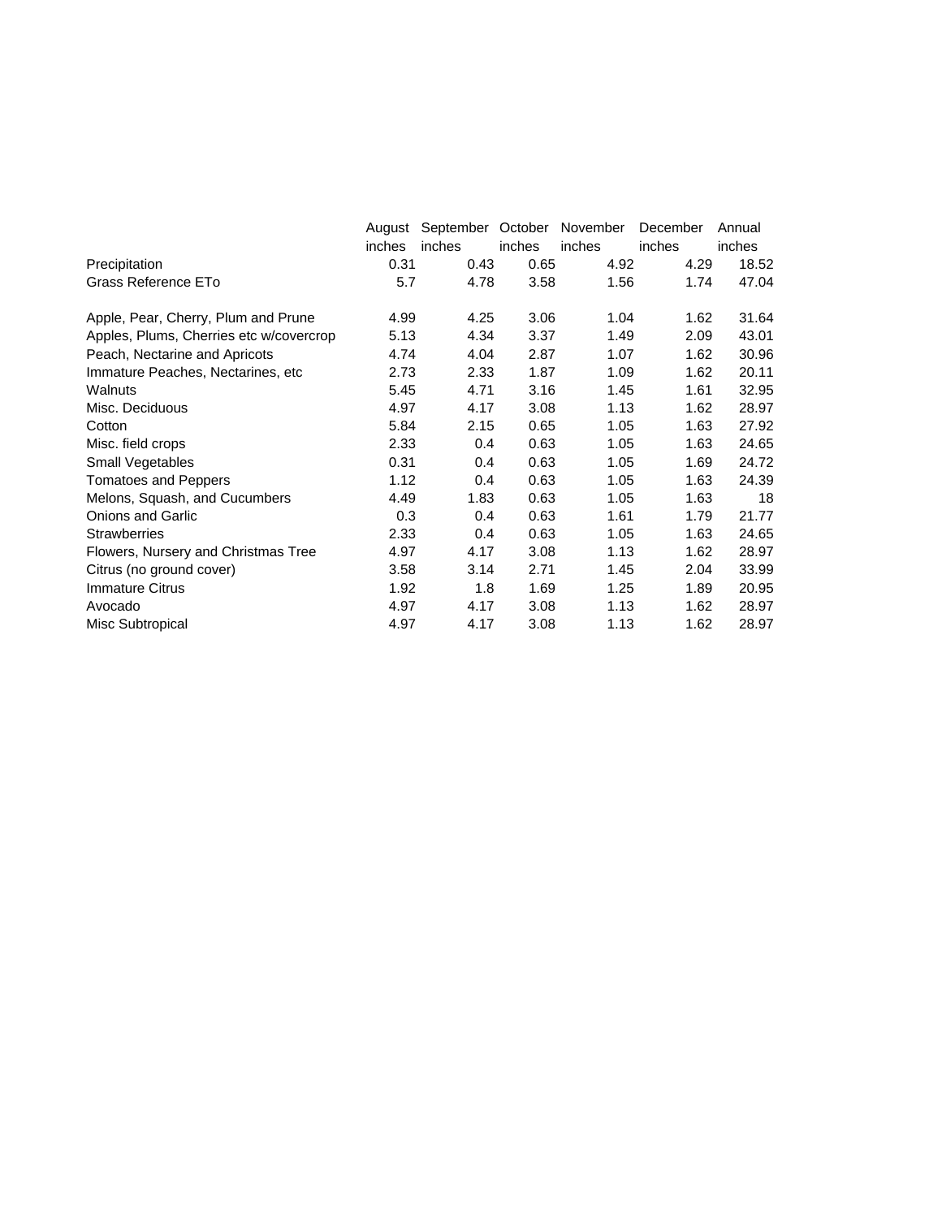| | August inches | September inches | October inches | November inches | December inches | Annual inches |
|---|---|---|---|---|---|---|
| Precipitation | 0.31 | 0.43 | 0.65 | 4.92 | 4.29 | 18.52 |
| Grass Reference ETo | 5.7 | 4.78 | 3.58 | 1.56 | 1.74 | 47.04 |
| | | | | | | |
| Apple, Pear, Cherry, Plum and Prune | 4.99 | 4.25 | 3.06 | 1.04 | 1.62 | 31.64 |
| Apples, Plums, Cherries etc w/covercrop | 5.13 | 4.34 | 3.37 | 1.49 | 2.09 | 43.01 |
| Peach, Nectarine and Apricots | 4.74 | 4.04 | 2.87 | 1.07 | 1.62 | 30.96 |
| Immature Peaches, Nectarines, etc | 2.73 | 2.33 | 1.87 | 1.09 | 1.62 | 20.11 |
| Walnuts | 5.45 | 4.71 | 3.16 | 1.45 | 1.61 | 32.95 |
| Misc. Deciduous | 4.97 | 4.17 | 3.08 | 1.13 | 1.62 | 28.97 |
| Cotton | 5.84 | 2.15 | 0.65 | 1.05 | 1.63 | 27.92 |
| Misc. field crops | 2.33 | 0.4 | 0.63 | 1.05 | 1.63 | 24.65 |
| Small Vegetables | 0.31 | 0.4 | 0.63 | 1.05 | 1.69 | 24.72 |
| Tomatoes and Peppers | 1.12 | 0.4 | 0.63 | 1.05 | 1.63 | 24.39 |
| Melons, Squash, and Cucumbers | 4.49 | 1.83 | 0.63 | 1.05 | 1.63 | 18 |
| Onions and Garlic | 0.3 | 0.4 | 0.63 | 1.61 | 1.79 | 21.77 |
| Strawberries | 2.33 | 0.4 | 0.63 | 1.05 | 1.63 | 24.65 |
| Flowers, Nursery and Christmas Tree | 4.97 | 4.17 | 3.08 | 1.13 | 1.62 | 28.97 |
| Citrus (no ground cover) | 3.58 | 3.14 | 2.71 | 1.45 | 2.04 | 33.99 |
| Immature Citrus | 1.92 | 1.8 | 1.69 | 1.25 | 1.89 | 20.95 |
| Avocado | 4.97 | 4.17 | 3.08 | 1.13 | 1.62 | 28.97 |
| Misc Subtropical | 4.97 | 4.17 | 3.08 | 1.13 | 1.62 | 28.97 |